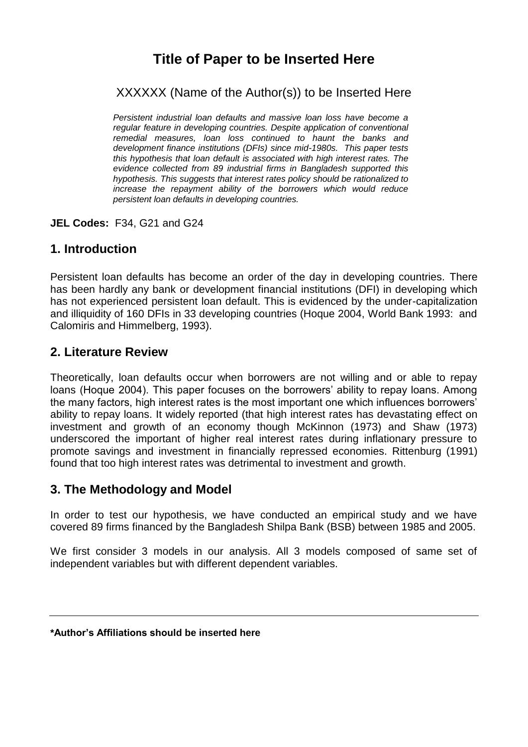# Title of Paper to be Inserted Here

XXXXXX (Name of the Author(s)) to be Inserted Here

*Persistent industrial loan defaults and massive loan loss have become a regular feature in developing countries. Despite application of conventional remedial measures, loan loss continued to haunt the banks and development finance institutions (DFIs) since mid-1980s. This paper tests this hypothesis that loan default is associated with high interest rates. The evidence collected from 89 industrial firms in Bangladesh supported this hypothesis. This suggests that interest rates policy should be rationalized to increase the repayment ability of the borrowers which would reduce persistent loan defaults in developing countries.*

**JEL Codes:** F34, G21 and G24

## 1. Introduction

Persistent loan defaults has become an order of the day in developing countries. There has been hardly any bank or development financial institutions (DFI) in developing which has not experienced persistent loan default. This is evidenced by the under-capitalization and illiquidity of 160 DFIs in 33 developing countries (Hoque 2004, World Bank 1993: and Calomiris and Himmelberg, 1993).

## 2. Literature Review

Theoretically, loan defaults occur when borrowers are not willing and or able to repay loans (Hoque 2004). This paper focuses on the borrowers' ability to repay loans. Among the many factors, high interest rates is the most important one which influences borrowers' ability to repay loans. It widely reported (that high interest rates has devastating effect on investment and growth of an economy though McKinnon (1973) and Shaw (1973) underscored the important of higher real interest rates during inflationary pressure to promote savings and investment in financially repressed economies. Rittenburg (1991) found that too high interest rates was detrimental to investment and growth.

## 3. The Methodology and Model

In order to test our hypothesis, we have conducted an empirical study and we have covered 89 firms financed by the Bangladesh Shilpa Bank (BSB) between 1985 and 2005.

We first consider 3 models in our analysis. All 3 models composed of same set of independent variables but with different dependent variables.

---

**\*Author's Affiliations should be inserted here**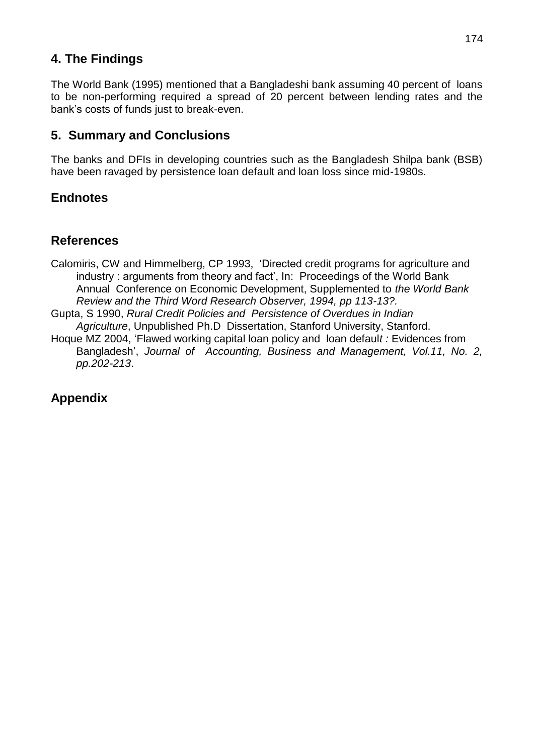## 4. The Findings

The World Bank (1995) mentioned that a Bangladeshi bank assuming 40 percent of loans to be non-performing required a spread of 20 percent between lending rates and the bank's costs of funds just to break-even.

## 5. Summary and Conclusions

The banks and DFIs in developing countries such as the Bangladesh Shilpa bank (BSB) have been ravaged by persistence loan default and loan loss since mid-1980s.

## Endnotes

## References

Calomiris, CW and Himmelberg, CP 1993, 'Directed credit programs for agriculture and industry : arguments from theory and fact', In: Proceedings of the World Bank Annual Conference on Economic Development, Supplemented to *the World Bank Review and the Third Word Research Observer, 1994, pp 113-13?.*

Gupta, S 1990, *Rural Credit Policies and Persistence of Overdues in Indian Agriculture*, Unpublished Ph.D Dissertation, Stanford University, Stanford.

Hoque MZ 2004, 'Flawed working capital loan policy and loan defaul*t :* Evidences from Bangladesh', *Journal of Accounting, Business and Management, Vol.11, No. 2, pp.202-213*.

## Appendix